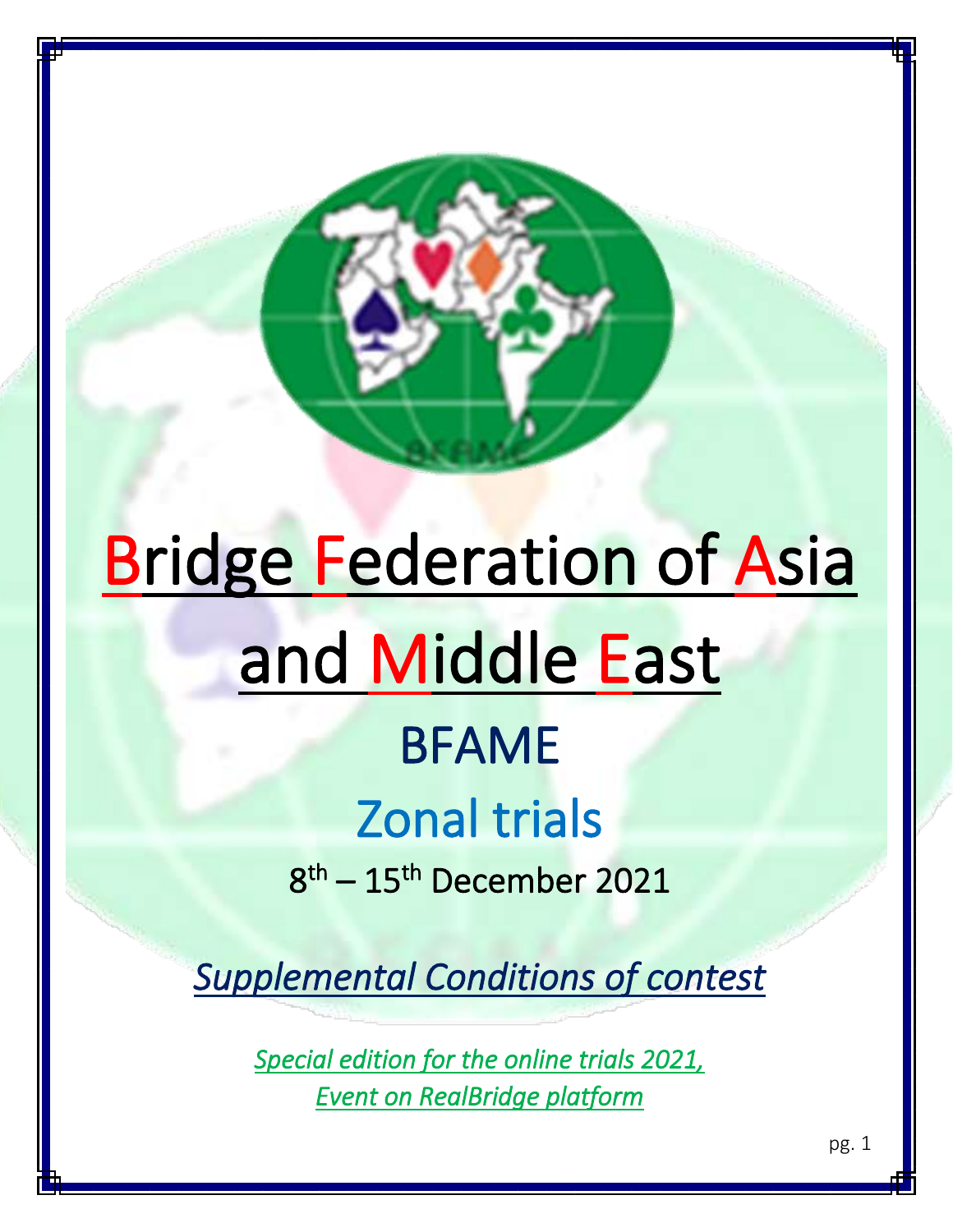# Bridge Federation of Asia and Middle East

## BFAME

## Zonal trials

8th – 15th December 2021

*Supplemental Conditions of contest*

*Special edition for the online trials 2021,*
*Event on RealBridge platform*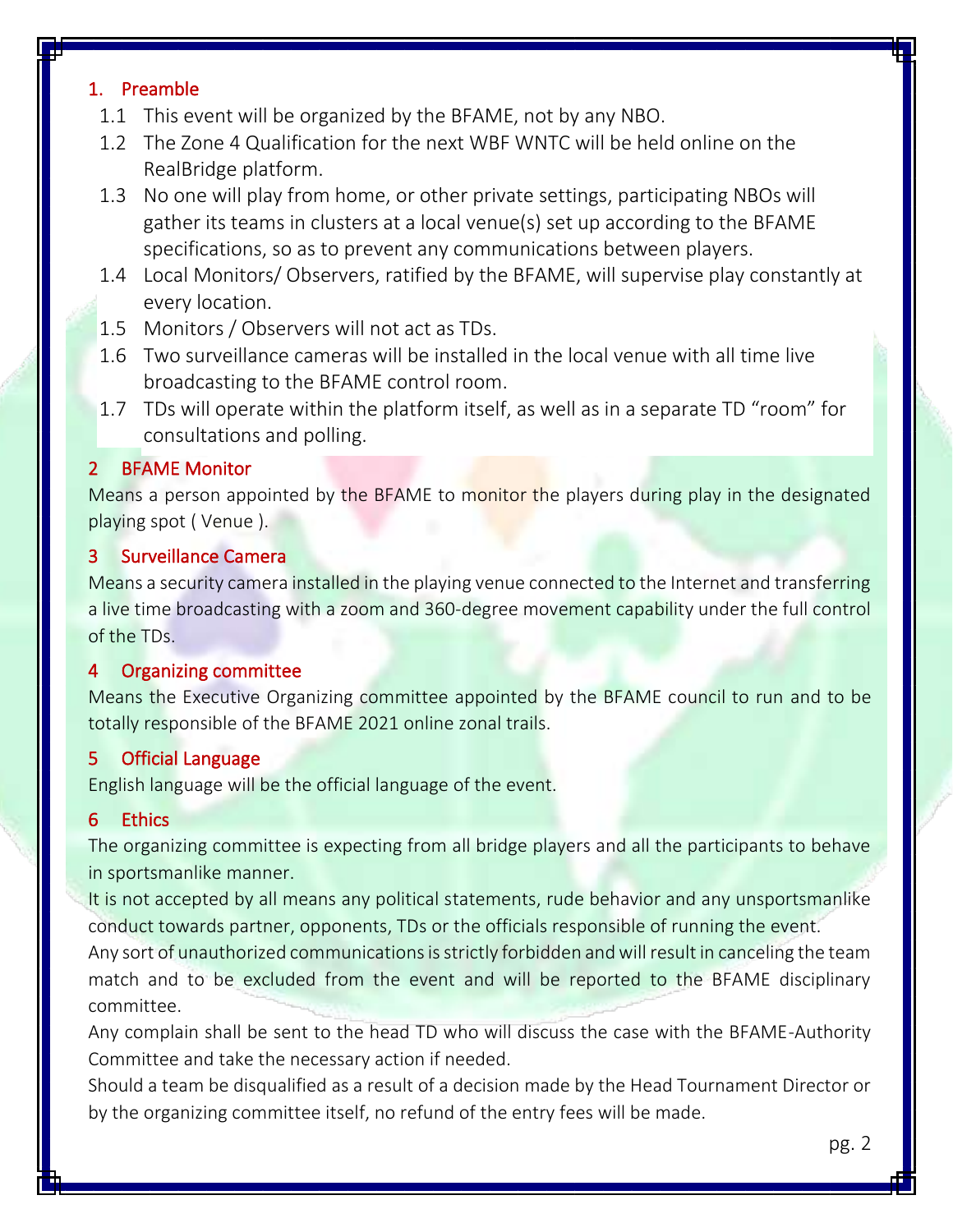## 1. Preamble

1.1 This event will be organized by the BFAME, not by any NBO.

1.2 The Zone 4 Qualification for the next WBF WNTC will be held online on the RealBridge platform.

1.3 No one will play from home, or other private settings, participating NBOs will gather its teams in clusters at a local venue(s) set up according to the BFAME specifications, so as to prevent any communications between players.

1.4 Local Monitors/ Observers, ratified by the BFAME, will supervise play constantly at every location.

1.5 Monitors / Observers will not act as TDs.

1.6 Two surveillance cameras will be installed in the local venue with all time live broadcasting to the BFAME control room.

1.7 TDs will operate within the platform itself, as well as in a separate TD "room" for consultations and polling.

## 2 BFAME Monitor

Means a person appointed by the BFAME to monitor the players during play in the designated playing spot ( Venue ).

## 3 Surveillance Camera

Means a security camera installed in the playing venue connected to the Internet and transferring a live time broadcasting with a zoom and 360-degree movement capability under the full control of the TDs.

## 4 Organizing committee

Means the Executive Organizing committee appointed by the BFAME council to run and to be totally responsible of the BFAME 2021 online zonal trails.

## 5 Official Language

English language will be the official language of the event.

## 6 Ethics

The organizing committee is expecting from all bridge players and all the participants to behave in sportsmanlike manner.

It is not accepted by all means any political statements, rude behavior and any unsportsmanlike conduct towards partner, opponents, TDs or the officials responsible of running the event.

Any sort of unauthorized communications is strictly forbidden and will result in canceling the team match and to be excluded from the event and will be reported to the BFAME disciplinary committee.

Any complain shall be sent to the head TD who will discuss the case with the BFAME-Authority Committee and take the necessary action if needed.

Should a team be disqualified as a result of a decision made by the Head Tournament Director or by the organizing committee itself, no refund of the entry fees will be made.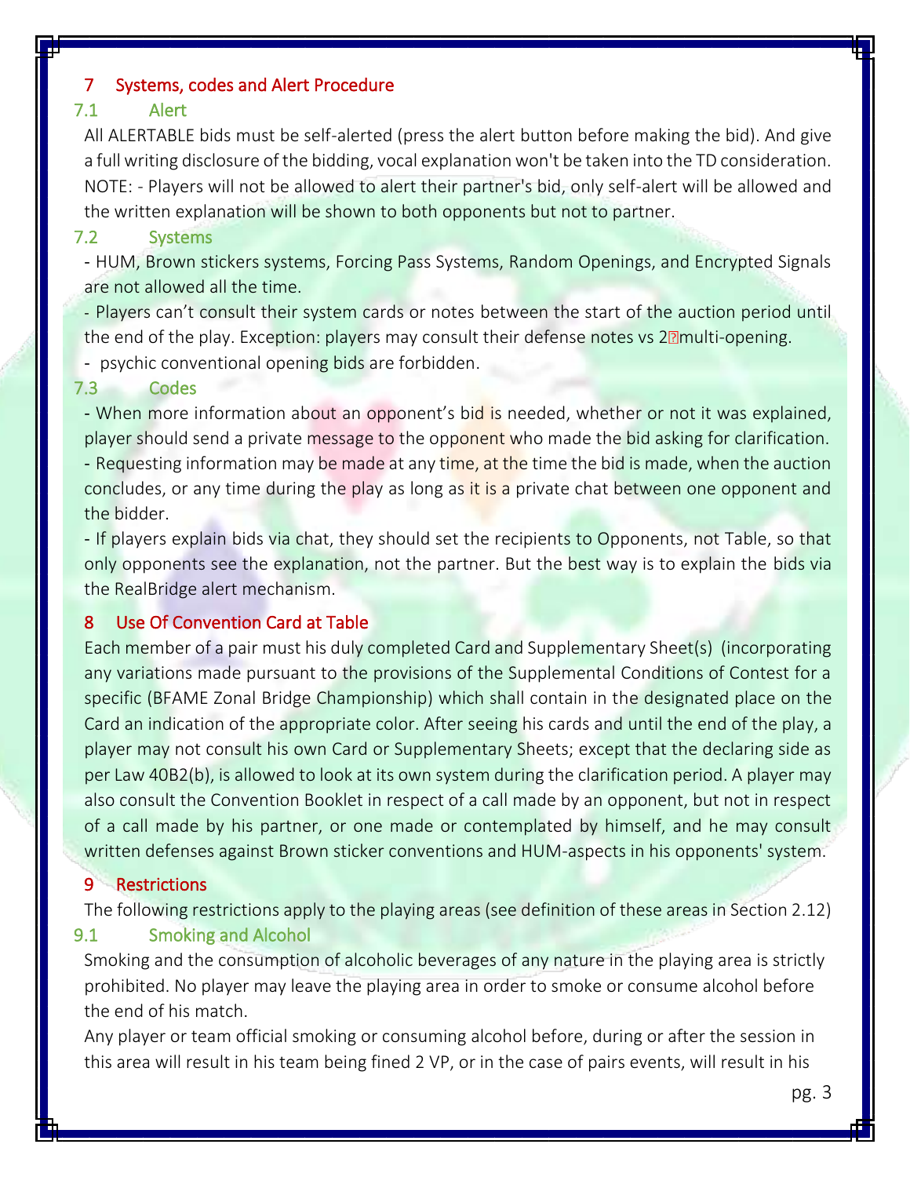## 7 Systems, codes and Alert Procedure

### 7.1 Alert

All ALERTABLE bids must be self-alerted (press the alert button before making the bid). And give a full writing disclosure of the bidding, vocal explanation won't be taken into the TD consideration.
NOTE: - Players will not be allowed to alert their partner's bid, only self-alert will be allowed and the written explanation will be shown to both opponents but not to partner.

### 7.2 Systems

- HUM, Brown stickers systems, Forcing Pass Systems, Random Openings, and Encrypted Signals are not allowed all the time.
- Players can't consult their system cards or notes between the start of the auction period until the end of the play. Exception: players may consult their defense notes vs 2� multi-opening.
- psychic conventional opening bids are forbidden.

### 7.3 Codes

- When more information about an opponent's bid is needed, whether or not it was explained, player should send a private message to the opponent who made the bid asking for clarification.
- Requesting information may be made at any time, at the time the bid is made, when the auction concludes, or any time during the play as long as it is a private chat between one opponent and the bidder.
- If players explain bids via chat, they should set the recipients to Opponents, not Table, so that only opponents see the explanation, not the partner. But the best way is to explain the bids via the RealBridge alert mechanism.

## 8 Use Of Convention Card at Table

Each member of a pair must his duly completed Card and Supplementary Sheet(s) (incorporating any variations made pursuant to the provisions of the Supplemental Conditions of Contest for a specific (BFAME Zonal Bridge Championship) which shall contain in the designated place on the Card an indication of the appropriate color. After seeing his cards and until the end of the play, a player may not consult his own Card or Supplementary Sheets; except that the declaring side as per Law 40B2(b), is allowed to look at its own system during the clarification period. A player may also consult the Convention Booklet in respect of a call made by an opponent, but not in respect of a call made by his partner, or one made or contemplated by himself, and he may consult written defenses against Brown sticker conventions and HUM-aspects in his opponents' system.

## 9 Restrictions

The following restrictions apply to the playing areas (see definition of these areas in Section 2.12)

### 9.1 Smoking and Alcohol

Smoking and the consumption of alcoholic beverages of any nature in the playing area is strictly prohibited. No player may leave the playing area in order to smoke or consume alcohol before the end of his match.

Any player or team official smoking or consuming alcohol before, during or after the session in this area will result in his team being fined 2 VP, or in the case of pairs events, will result in his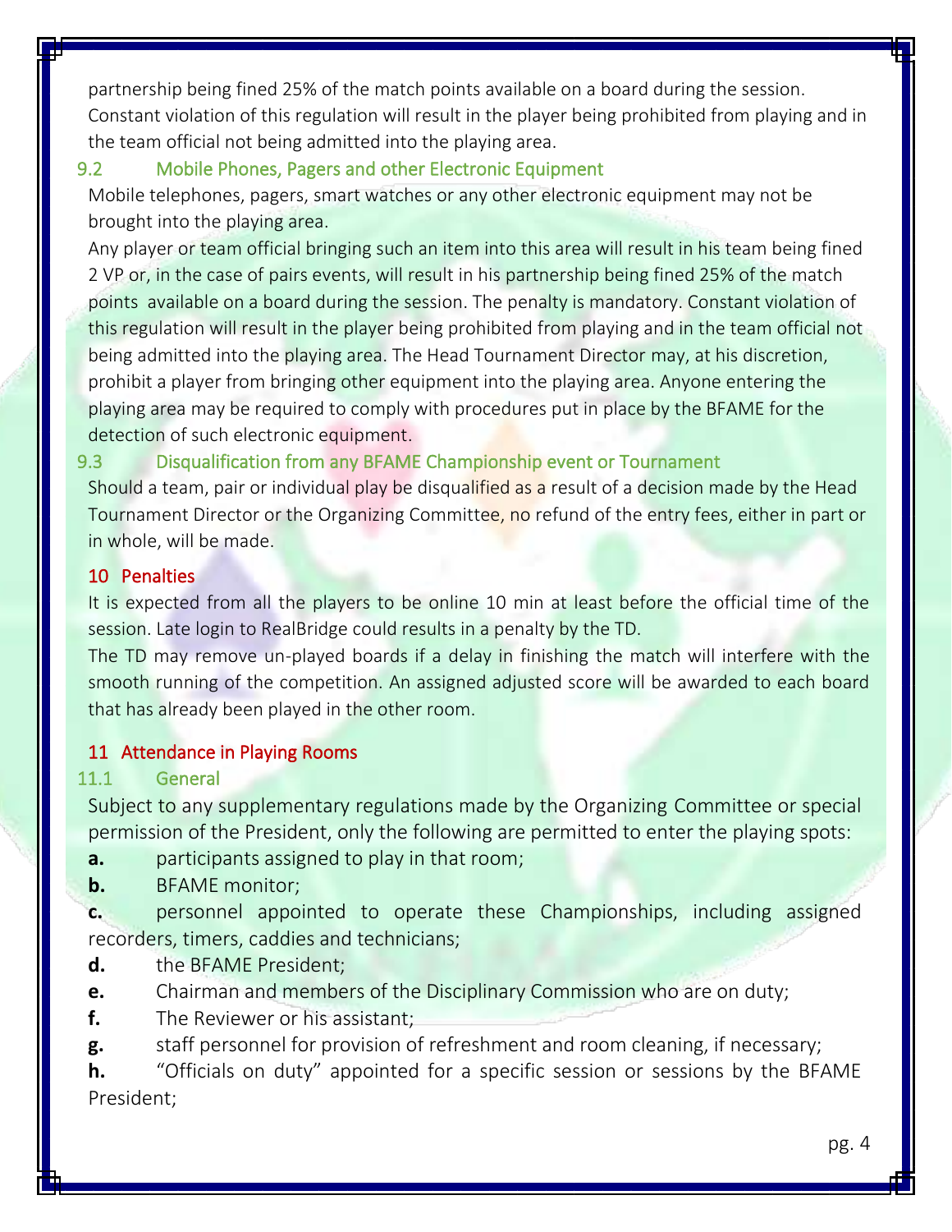partnership being fined 25% of the match points available on a board during the session. Constant violation of this regulation will result in the player being prohibited from playing and in the team official not being admitted into the playing area.

### 9.2 Mobile Phones, Pagers and other Electronic Equipment

Mobile telephones, pagers, smart watches or any other electronic equipment may not be brought into the playing area.

Any player or team official bringing such an item into this area will result in his team being fined 2 VP or, in the case of pairs events, will result in his partnership being fined 25% of the match points available on a board during the session. The penalty is mandatory. Constant violation of this regulation will result in the player being prohibited from playing and in the team official not being admitted into the playing area. The Head Tournament Director may, at his discretion, prohibit a player from bringing other equipment into the playing area. Anyone entering the playing area may be required to comply with procedures put in place by the BFAME for the detection of such electronic equipment.

### 9.3 Disqualification from any BFAME Championship event or Tournament

Should a team, pair or individual play be disqualified as a result of a decision made by the Head Tournament Director or the Organizing Committee, no refund of the entry fees, either in part or in whole, will be made.

## 10 Penalties

It is expected from all the players to be online 10 min at least before the official time of the session. Late login to RealBridge could results in a penalty by the TD.

The TD may remove un-played boards if a delay in finishing the match will interfere with the smooth running of the competition. An assigned adjusted score will be awarded to each board that has already been played in the other room.

## 11 Attendance in Playing Rooms

### 11.1 General

Subject to any supplementary regulations made by the Organizing Committee or special permission of the President, only the following are permitted to enter the playing spots:

**a.** participants assigned to play in that room;

**b.** BFAME monitor;

**c.** personnel appointed to operate these Championships, including assigned recorders, timers, caddies and technicians;

**d.** the BFAME President;

**e.** Chairman and members of the Disciplinary Commission who are on duty;

**f.** The Reviewer or his assistant;

**g.** staff personnel for provision of refreshment and room cleaning, if necessary;

**h.** "Officials on duty" appointed for a specific session or sessions by the BFAME President;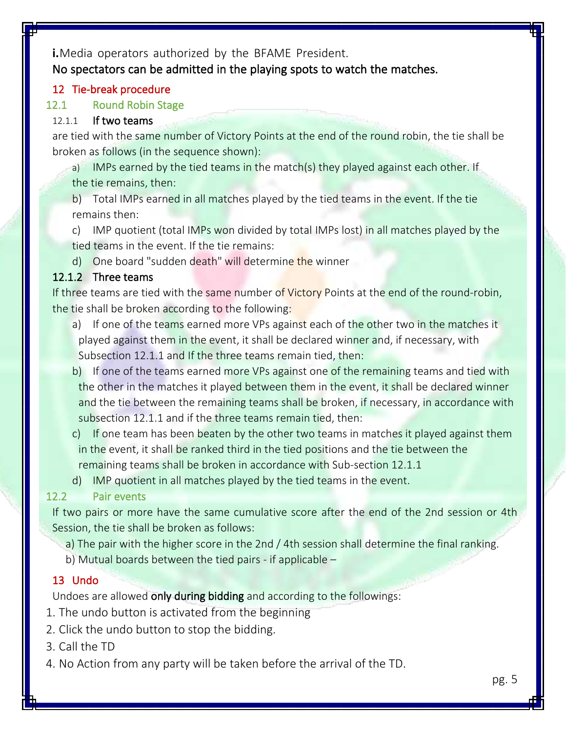**i.** Media operators authorized by the BFAME President.

No spectators can be admitted in the playing spots to watch the matches.

## 12 Tie-break procedure

### 12.1 Round Robin Stage

#### 12.1.1 If two teams

are tied with the same number of Victory Points at the end of the round robin, the tie shall be broken as follows (in the sequence shown):

a) IMPs earned by the tied teams in the match(s) they played against each other. If the tie remains, then:

b) Total IMPs earned in all matches played by the tied teams in the event. If the tie remains then:

c) IMP quotient (total IMPs won divided by total IMPs lost) in all matches played by the tied teams in the event. If the tie remains:

d) One board "sudden death" will determine the winner

#### 12.1.2 Three teams

If three teams are tied with the same number of Victory Points at the end of the round-robin, the tie shall be broken according to the following:

a) If one of the teams earned more VPs against each of the other two in the matches it played against them in the event, it shall be declared winner and, if necessary, with Subsection 12.1.1 and If the three teams remain tied, then:

b) If one of the teams earned more VPs against one of the remaining teams and tied with the other in the matches it played between them in the event, it shall be declared winner and the tie between the remaining teams shall be broken, if necessary, in accordance with subsection 12.1.1 and if the three teams remain tied, then:

c) If one team has been beaten by the other two teams in matches it played against them in the event, it shall be ranked third in the tied positions and the tie between the remaining teams shall be broken in accordance with Sub-section 12.1.1

d) IMP quotient in all matches played by the tied teams in the event.

### 12.2 Pair events

If two pairs or more have the same cumulative score after the end of the 2nd session or 4th Session, the tie shall be broken as follows:

a) The pair with the higher score in the 2nd / 4th session shall determine the final ranking.

b) Mutual boards between the tied pairs - if applicable –

## 13 Undo

Undoes are allowed **only during bidding** and according to the followings:

1. The undo button is activated from the beginning
2. Click the undo button to stop the bidding.
3. Call the TD
4. No Action from any party will be taken before the arrival of the TD.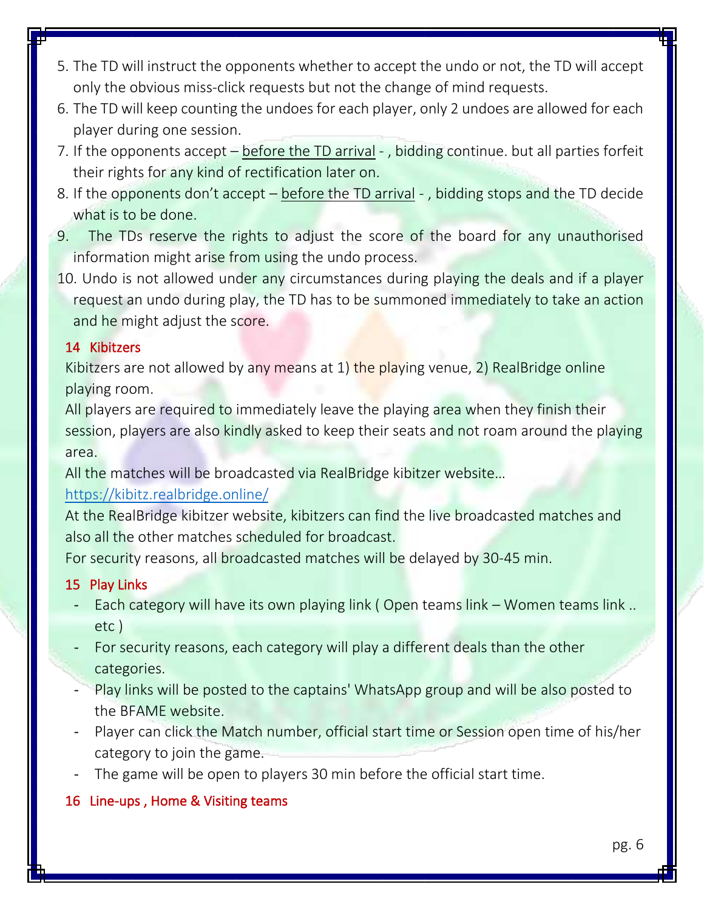5. The TD will instruct the opponents whether to accept the undo or not, the TD will accept only the obvious miss-click requests but not the change of mind requests.
6. The TD will keep counting the undoes for each player, only 2 undoes are allowed for each player during one session.
7. If the opponents accept – before the TD arrival - , bidding continue. but all parties forfeit their rights for any kind of rectification later on.
8. If the opponents don't accept – before the TD arrival - , bidding stops and the TD decide what is to be done.
9. The TDs reserve the rights to adjust the score of the board for any unauthorised information might arise from using the undo process.
10. Undo is not allowed under any circumstances during playing the deals and if a player request an undo during play, the TD has to be summoned immediately to take an action and he might adjust the score.

## 14 Kibitzers

Kibitzers are not allowed by any means at 1) the playing venue, 2) RealBridge online playing room.

All players are required to immediately leave the playing area when they finish their session, players are also kindly asked to keep their seats and not roam around the playing area.

All the matches will be broadcasted via RealBridge kibitzer website…
https://kibitz.realbridge.online/

At the RealBridge kibitzer website, kibitzers can find the live broadcasted matches and also all the other matches scheduled for broadcast.

For security reasons, all broadcasted matches will be delayed by 30-45 min.

## 15 Play Links

- Each category will have its own playing link ( Open teams link – Women teams link .. etc )
- For security reasons, each category will play a different deals than the other categories.
- Play links will be posted to the captains' WhatsApp group and will be also posted to the BFAME website.
- Player can click the Match number, official start time or Session open time of his/her category to join the game.
- The game will be open to players 30 min before the official start time.

## 16 Line-ups , Home & Visiting teams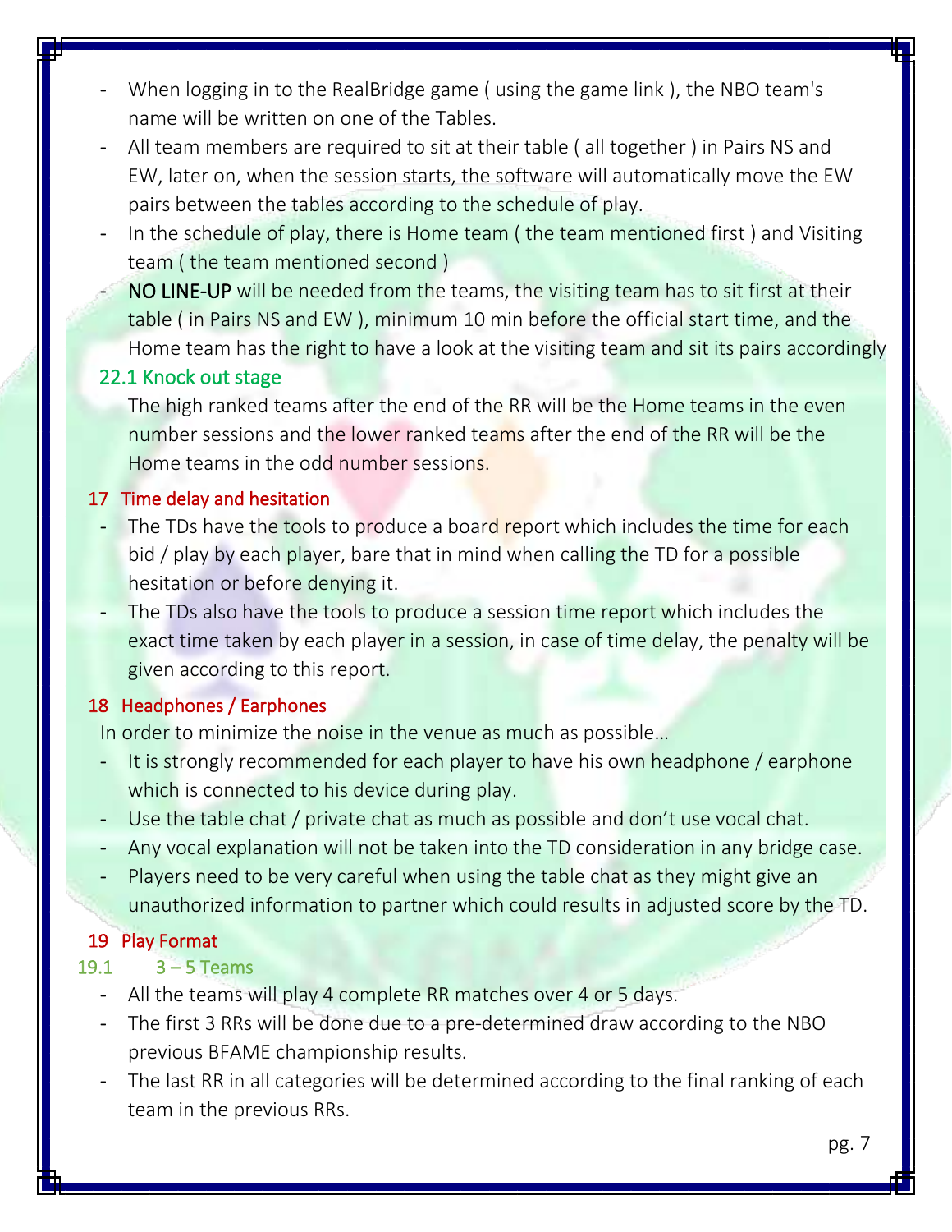- When logging in to the RealBridge game ( using the game link ), the NBO team's name will be written on one of the Tables.
- All team members are required to sit at their table ( all together ) in Pairs NS and EW, later on, when the session starts, the software will automatically move the EW pairs between the tables according to the schedule of play.
- In the schedule of play, there is Home team ( the team mentioned first ) and Visiting team ( the team mentioned second )
- **NO LINE-UP** will be needed from the teams, the visiting team has to sit first at their table ( in Pairs NS and EW ), minimum 10 min before the official start time, and the Home team has the right to have a look at the visiting team and sit its pairs accordingly

### 22.1 Knock out stage

The high ranked teams after the end of the RR will be the Home teams in the even number sessions and the lower ranked teams after the end of the RR will be the Home teams in the odd number sessions.

## 17 Time delay and hesitation

- The TDs have the tools to produce a board report which includes the time for each bid / play by each player, bare that in mind when calling the TD for a possible hesitation or before denying it.
- The TDs also have the tools to produce a session time report which includes the exact time taken by each player in a session, in case of time delay, the penalty will be given according to this report.

## 18 Headphones / Earphones

In order to minimize the noise in the venue as much as possible…

- It is strongly recommended for each player to have his own headphone / earphone which is connected to his device during play.
- Use the table chat / private chat as much as possible and don't use vocal chat.
- Any vocal explanation will not be taken into the TD consideration in any bridge case.
- Players need to be very careful when using the table chat as they might give an unauthorized information to partner which could results in adjusted score by the TD.

## 19 Play Format

### 19.1 3 – 5 Teams

- All the teams will play 4 complete RR matches over 4 or 5 days.
- The first 3 RRs will be done due to a pre-determined draw according to the NBO previous BFAME championship results.
- The last RR in all categories will be determined according to the final ranking of each team in the previous RRs.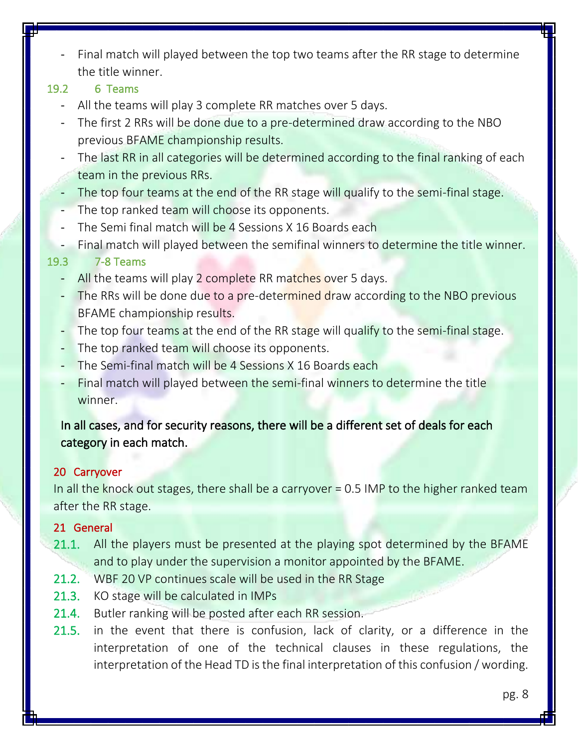- Final match will played between the top two teams after the RR stage to determine the title winner.

19.2 6 Teams

- All the teams will play 3 complete RR matches over 5 days.
- The first 2 RRs will be done due to a pre-determined draw according to the NBO previous BFAME championship results.
- The last RR in all categories will be determined according to the final ranking of each team in the previous RRs.
- The top four teams at the end of the RR stage will qualify to the semi-final stage.
- The top ranked team will choose its opponents.
- The Semi final match will be 4 Sessions X 16 Boards each
- Final match will played between the semifinal winners to determine the title winner.

19.3 7-8 Teams

- All the teams will play 2 complete RR matches over 5 days.
- The RRs will be done due to a pre-determined draw according to the NBO previous BFAME championship results.
- The top four teams at the end of the RR stage will qualify to the semi-final stage.
- The top ranked team will choose its opponents.
- The Semi-final match will be 4 Sessions X 16 Boards each
- Final match will played between the semi-final winners to determine the title winner.

In all cases, and for security reasons, there will be a different set of deals for each category in each match.

## 20 Carryover

In all the knock out stages, there shall be a carryover = 0.5 IMP to the higher ranked team after the RR stage.

## 21 General

21.1. All the players must be presented at the playing spot determined by the BFAME and to play under the supervision a monitor appointed by the BFAME.

21.2. WBF 20 VP continues scale will be used in the RR Stage

21.3. KO stage will be calculated in IMPs

21.4. Butler ranking will be posted after each RR session.

21.5. in the event that there is confusion, lack of clarity, or a difference in the interpretation of one of the technical clauses in these regulations, the interpretation of the Head TD is the final interpretation of this confusion / wording.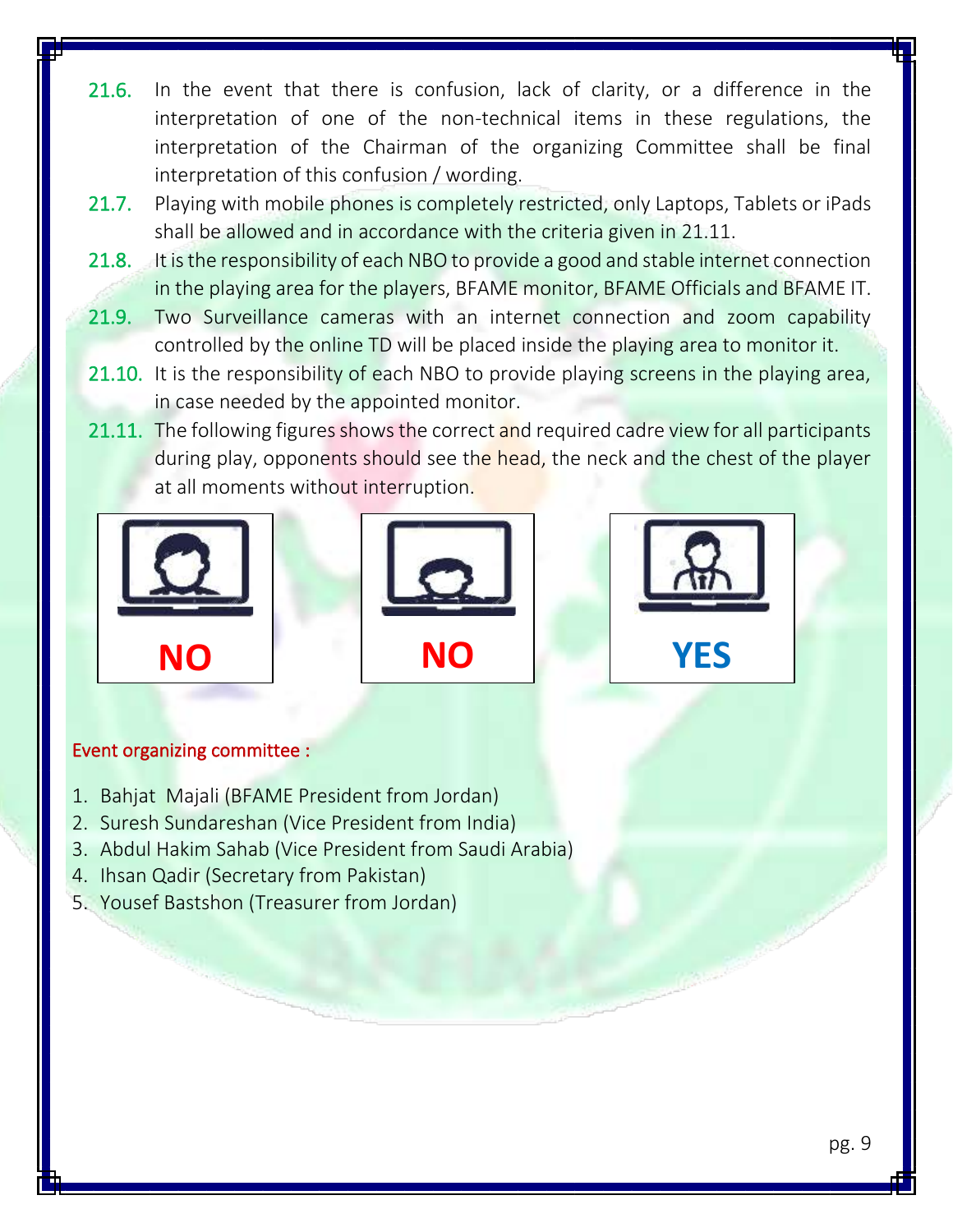21.6. In the event that there is confusion, lack of clarity, or a difference in the interpretation of one of the non-technical items in these regulations, the interpretation of the Chairman of the organizing Committee shall be final interpretation of this confusion / wording.

21.7. Playing with mobile phones is completely restricted, only Laptops, Tablets or iPads shall be allowed and in accordance with the criteria given in 21.11.

21.8. It is the responsibility of each NBO to provide a good and stable internet connection in the playing area for the players, BFAME monitor, BFAME Officials and BFAME IT.

21.9. Two Surveillance cameras with an internet connection and zoom capability controlled by the online TD will be placed inside the playing area to monitor it.

21.10. It is the responsibility of each NBO to provide playing screens in the playing area, in case needed by the appointed monitor.

21.11. The following figures shows the correct and required cadre view for all participants during play, opponents should see the head, the neck and the chest of the player at all moments without interruption.

NO

NO

YES

Event organizing committee :

1. Bahjat Majali (BFAME President from Jordan)
2. Suresh Sundareshan (Vice President from India)
3. Abdul Hakim Sahab (Vice President from Saudi Arabia)
4. Ihsan Qadir (Secretary from Pakistan)
5. Yousef Bastshon (Treasurer from Jordan)